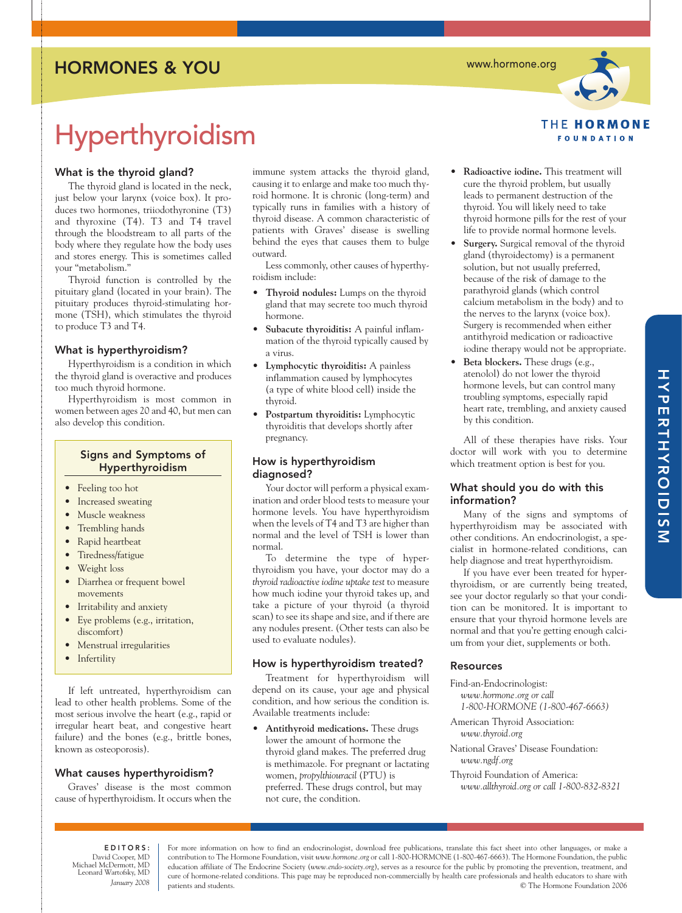HORMONES & YOU

www.hormone.org

THE HORMONE FOUNDATION

# Hyperthyroidism

## What is the thyroid gland?

The thyroid gland is located in the neck, just below your larynx (voice box). It produces two hormones, triiodothyronine (T3) and thyroxine (T4). T3 and T4 travel through the bloodstream to all parts of the body where they regulate how the body uses and stores energy. This is sometimes called your "metabolism."

Thyroid function is controlled by the pituitary gland (located in your brain). The pituitary produces thyroid-stimulating hormone (TSH), which stimulates the thyroid to produce T3 and T4.

## What is hyperthyroidism?

Hyperthyroidism is a condition in which the thyroid gland is overactive and produces too much thyroid hormone.

Hyperthyroidism is most common in women between ages 20 and 40, but men can also develop this condition.

### Signs and Symptoms of Hyperthyroidism

- Feeling too hot
- Increased sweating
- Muscle weakness
- Trembling hands
- Rapid heartbeat
- Tiredness/fatigue
- Weight loss
- Diarrhea or frequent bowel movements
- Irritability and anxiety
- Eye problems (e.g., irritation, discomfort)
- Menstrual irregularities
- Infertility

If left untreated, hyperthyroidism can lead to other health problems. Some of the most serious involve the heart (e.g., rapid or irregular heart beat, and congestive heart failure) and the bones (e.g., brittle bones, known as osteoporosis).

## What causes hyperthyroidism?

Graves' disease is the most common cause of hyperthyroidism. It occurs when the immune system attacks the thyroid gland, causing it to enlarge and make too much thyroid hormone. It is chronic (long-term) and typically runs in families with a history of thyroid disease. A common characteristic of patients with Graves' disease is swelling behind the eyes that causes them to bulge outward.

Less commonly, other causes of hyperthyroidism include:

- **Thyroid nodules:** Lumps on the thyroid gland that may secrete too much thyroid hormone.
- **Subacute thyroiditis:** A painful inflammation of the thyroid typically caused by a virus.
- **Lymphocytic thyroiditis:** A painless inflammation caused by lymphocytes (a type of white blood cell) inside the thyroid.
- **Postpartum thyroiditis:** Lymphocytic thyroiditis that develops shortly after pregnancy.

## How is hyperthyroidism diagnosed?

Your doctor will perform a physical examination and order blood tests to measure your hormone levels. You have hyperthyroidism when the levels of T4 and T3 are higher than normal and the level of TSH is lower than normal.

To determine the type of hyperthyroidism you have, your doctor may do a *thyroid radioactive iodine uptake test* to measure how much iodine your thyroid takes up, and take a picture of your thyroid (a thyroid scan) to see its shape and size, and if there are any nodules present. (Other tests can also be used to evaluate nodules).

## How is hyperthyroidism treated?

Treatment for hyperthyroidism will depend on its cause, your age and physical condition, and how serious the condition is. Available treatments include:

- **Antithyroid medications.** These drugs lower the amount of hormone the thyroid gland makes. The preferred drug is methimazole. For pregnant or lactating women, *propylthiouracil* (PTU) is preferred. These drugs control, but may not cure, the condition.
- **Radioactive iodine.** This treatment will cure the thyroid problem, but usually leads to permanent destruction of the thyroid. You will likely need to take thyroid hormone pills for the rest of your life to provide normal hormone levels.
- **Surgery.** Surgical removal of the thyroid gland (thyroidectomy) is a permanent solution, but not usually preferred, because of the risk of damage to the parathyroid glands (which control calcium metabolism in the body) and to the nerves to the larynx (voice box). Surgery is recommended when either antithyroid medication or radioactive iodine therapy would not be appropriate.
- **Beta blockers.** These drugs (e.g., atenolol) do not lower the thyroid hormone levels, but can control many troubling symptoms, especially rapid heart rate, trembling, and anxiety caused by this condition.

All of these therapies have risks. Your doctor will work with you to determine which treatment option is best for you.

## What should you do with this information?

Many of the signs and symptoms of hyperthyroidism may be associated with other conditions. An endocrinologist, a specialist in hormone-related conditions, can help diagnose and treat hyperthyroidism.

If you have ever been treated for hyperthyroidism, or are currently being treated, see your doctor regularly so that your condition can be monitored. It is important to ensure that your thyroid hormone levels are normal and that you're getting enough calcium from your diet, supplements or both.

## Resources

Find-an-Endocrinologist:
*www.hormone.org or call 1-800-HORMONE (1-800-467-6663)*

American Thyroid Association:
*www.thyroid.org*

National Graves' Disease Foundation:
*www.ngdf.org*

Thyroid Foundation of America:
*www.allthyroid.org or call 1-800-832-8321*

HYPERTHYROIDISM

**EDITORS:**
David Cooper, MD
Michael McDermott, MD
Leonard Wartofsky, MD
*January 2008*

For more information on how to find an endocrinologist, download free publications, translate this fact sheet into other languages, or make a contribution to The Hormone Foundation, visit *www.hormone.org* or call 1-800-HORMONE (1-800-467-6663). The Hormone Foundation, the public education affiliate of The Endocrine Society (*www.endo-society.org*), serves as a resource for the public by promoting the prevention, treatment, and cure of hormone-related conditions. This page may be reproduced non-commercially by health care professionals and health educators to share with patients and students.

© The Hormone Foundation 2006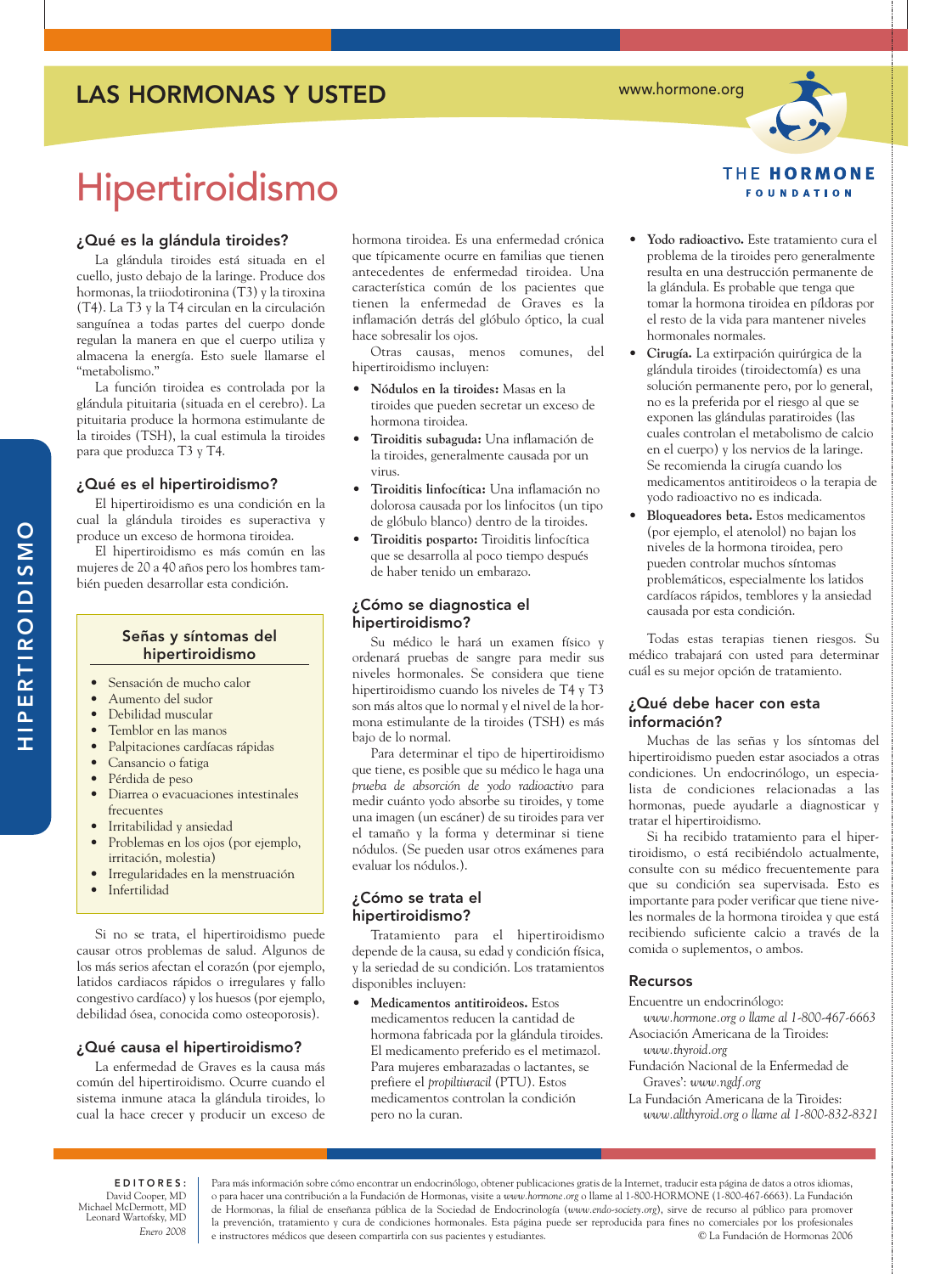LAS HORMONAS Y USTED

www.hormone.org

THE HORMONE FOUNDATION

# Hipertiroidismo

## ¿Qué es la glándula tiroides?

La glándula tiroides está situada en el cuello, justo debajo de la laringe. Produce dos hormonas, la triiodotironina (T3) y la tiroxina (T4). La T3 y la T4 circulan en la circulación sanguínea a todas partes del cuerpo donde regulan la manera en que el cuerpo utiliza y almacena la energía. Esto suele llamarse el "metabolismo."

La función tiroidea es controlada por la glándula pituitaria (situada en el cerebro). La pituitaria produce la hormona estimulante de la tiroides (TSH), la cual estimula la tiroides para que produzca T3 y T4.

## ¿Qué es el hipertiroidismo?

El hipertiroidismo es una condición en la cual la glándula tiroides es superactiva y produce un exceso de hormona tiroidea.

El hipertiroidismo es más común en las mujeres de 20 a 40 años pero los hombres también pueden desarrollar esta condición.

### Señas y síntomas del hipertiroidismo

- Sensación de mucho calor
- Aumento del sudor
- Debilidad muscular
- Temblor en las manos
- Palpitaciones cardíacas rápidas
- Cansancio o fatiga
- Pérdida de peso
- Diarrea o evacuaciones intestinales frecuentes
- Irritabilidad y ansiedad
- Problemas en los ojos (por ejemplo, irritación, molestia)
- Irregularidades en la menstruación
- Infertilidad

Si no se trata, el hipertiroidismo puede causar otros problemas de salud. Algunos de los más serios afectan el corazón (por ejemplo, latidos cardiacos rápidos o irregulares y fallo congestivo cardíaco) y los huesos (por ejemplo, debilidad ósea, conocida como osteoporosis).

## ¿Qué causa el hipertiroidismo?

La enfermedad de Graves es la causa más común del hipertiroidismo. Ocurre cuando el sistema inmune ataca la glándula tiroides, lo cual la hace crecer y producir un exceso de hormona tiroidea. Es una enfermedad crónica que típicamente ocurre en familias que tienen antecedentes de enfermedad tiroidea. Una característica común de los pacientes que tienen la enfermedad de Graves es la inflamación detrás del glóbulo óptico, la cual hace sobresalir los ojos.

Otras causas, menos comunes, del hipertiroidismo incluyen:

- **Nódulos en la tiroides:** Masas en la tiroides que pueden secretar un exceso de hormona tiroidea.
- **Tiroiditis subaguda:** Una inflamación de la tiroides, generalmente causada por un virus.
- **Tiroiditis linfocítica:** Una inflamación no dolorosa causada por los linfocitos (un tipo de glóbulo blanco) dentro de la tiroides.
- **Tiroiditis posparto:** Tiroiditis linfocítica que se desarrolla al poco tiempo después de haber tenido un embarazo.

## ¿Cómo se diagnostica el hipertiroidismo?

Su médico le hará un examen físico y ordenará pruebas de sangre para medir sus niveles hormonales. Se considera que tiene hipertiroidismo cuando los niveles de T4 y T3 son más altos que lo normal y el nivel de la hormona estimulante de la tiroides (TSH) es más bajo de lo normal.

Para determinar el tipo de hipertiroidismo que tiene, es posible que su médico le haga una *prueba de absorción de yodo radioactivo* para medir cuánto yodo absorbe su tiroides, y tome una imagen (un escáner) de su tiroides para ver el tamaño y la forma y determinar si tiene nódulos. (Se pueden usar otros exámenes para evaluar los nódulos.).

## ¿Cómo se trata el hipertiroidismo?

Tratamiento para el hipertiroidismo depende de la causa, su edad y condición física, y la seriedad de su condición. Los tratamientos disponibles incluyen:

- **Medicamentos antitiroideos.** Estos medicamentos reducen la cantidad de hormona fabricada por la glándula tiroides. El medicamento preferido es el metimazol. Para mujeres embarazadas o lactantes, se prefiere el *propiltiuracil* (PTU). Estos medicamentos controlan la condición pero no la curan.
- **Yodo radioactivo.** Este tratamiento cura el problema de la tiroides pero generalmente resulta en una destrucción permanente de la glándula. Es probable que tenga que tomar la hormona tiroidea en píldoras por el resto de la vida para mantener niveles hormonales normales.
- **Cirugía.** La extirpación quirúrgica de la glándula tiroides (tiroidectomía) es una solución permanente pero, por lo general, no es la preferida por el riesgo al que se exponen las glándulas paratiroides (las cuales controlan el metabolismo de calcio en el cuerpo) y los nervios de la laringe. Se recomienda la cirugía cuando los medicamentos antitiroideos o la terapia de yodo radioactivo no es indicada.
- **Bloqueadores beta.** Estos medicamentos (por ejemplo, el atenolol) no bajan los niveles de la hormona tiroidea, pero pueden controlar muchos síntomas problemáticos, especialmente los latidos cardíacos rápidos, temblores y la ansiedad causada por esta condición.

Todas estas terapias tienen riesgos. Su médico trabajará con usted para determinar cuál es su mejor opción de tratamiento.

## ¿Qué debe hacer con esta información?

Muchas de las señas y los síntomas del hipertiroidismo pueden estar asociados a otras condiciones. Un endocrinólogo, un especialista de condiciones relacionadas a las hormonas, puede ayudarle a diagnosticar y tratar el hipertiroidismo.

Si ha recibido tratamiento para el hipertiroidismo, o está recibiéndolo actualmente, consulte con su médico frecuentemente para que su condición sea supervisada. Esto es importante para poder verificar que tiene niveles normales de la hormona tiroidea y que está recibiendo suficiente calcio a través de la comida o suplementos, o ambos.

## Recursos

Encuentre un endocrinólogo: *www.hormone.org o llame al 1-800-467-6663*

Asociación Americana de la Tiroides: *www.thyroid.org*

Fundación Nacional de la Enfermedad de Graves': *www.ngdf.org*

La Fundación Americana de la Tiroides: *www.allthyroid.org o llame al 1-800-832-8321*

**EDITORES:**
David Cooper, MD
Michael McDermott, MD
Leonard Wartofsky, MD
*Enero 2008*

Para más información sobre cómo encontrar un endocrinólogo, obtener publicaciones gratis de la Internet, traducir esta página de datos a otros idiomas, o para hacer una contribución a la Fundación de Hormonas, visite a *www.hormone.org* o llame al 1-800-HORMONE (1-800-467-6663). La Fundación de Hormonas, la filial de enseñanza pública de la Sociedad de Endocrinología (*www.endo-society.org*), sirve de recurso al público para promover la prevención, tratamiento y cura de condiciones hormonales. Esta página puede ser reproducida para fines no comerciales por los profesionales e instructores médicos que deseen compartirla con sus pacientes y estudiantes.

© La Fundación de Hormonas 2006